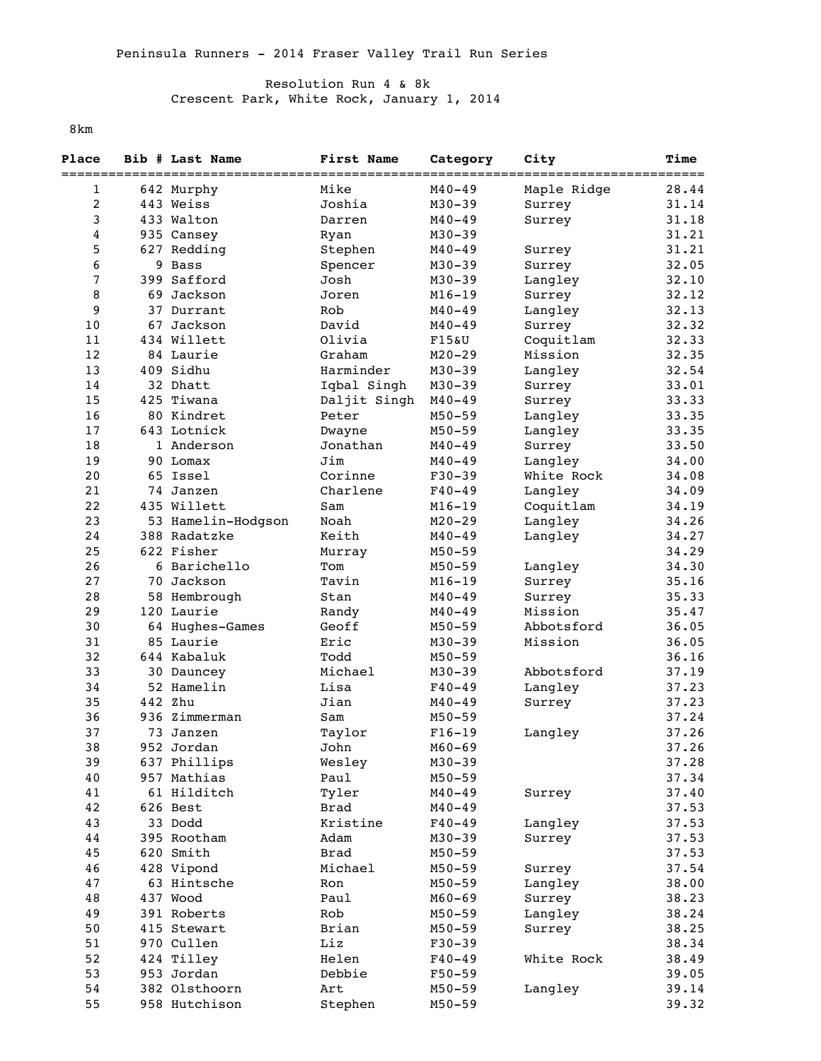Peninsula Runners - 2014 Fraser Valley Trail Run Series

Resolution Run 4 & 8k
Crescent Park, White Rock, January 1, 2014

8km

| Place | Bib # | Last Name | First Name | Category | City | Time |
|---|---|---|---|---|---|---|
| 1 | 642 | Murphy | Mike | M40-49 | Maple Ridge | 28.44 |
| 2 | 443 | Weiss | Joshia | M30-39 | Surrey | 31.14 |
| 3 | 433 | Walton | Darren | M40-49 | Surrey | 31.18 |
| 4 | 935 | Cansey | Ryan | M30-39 | | 31.21 |
| 5 | 627 | Redding | Stephen | M40-49 | Surrey | 31.21 |
| 6 | 9 | Bass | Spencer | M30-39 | Surrey | 32.05 |
| 7 | 399 | Safford | Josh | M30-39 | Langley | 32.10 |
| 8 | 69 | Jackson | Joren | M16-19 | Surrey | 32.12 |
| 9 | 37 | Durrant | Rob | M40-49 | Langley | 32.13 |
| 10 | 67 | Jackson | David | M40-49 | Surrey | 32.32 |
| 11 | 434 | Willett | Olivia | F15&U | Coquitlam | 32.33 |
| 12 | 84 | Laurie | Graham | M20-29 | Mission | 32.35 |
| 13 | 409 | Sidhu | Harminder | M30-39 | Langley | 32.54 |
| 14 | 32 | Dhatt | Iqbal Singh | M30-39 | Surrey | 33.01 |
| 15 | 425 | Tiwana | Daljit Singh | M40-49 | Surrey | 33.33 |
| 16 | 80 | Kindret | Peter | M50-59 | Langley | 33.35 |
| 17 | 643 | Lotnick | Dwayne | M50-59 | Langley | 33.35 |
| 18 | 1 | Anderson | Jonathan | M40-49 | Surrey | 33.50 |
| 19 | 90 | Lomax | Jim | M40-49 | Langley | 34.00 |
| 20 | 65 | Issel | Corinne | F30-39 | White Rock | 34.08 |
| 21 | 74 | Janzen | Charlene | F40-49 | Langley | 34.09 |
| 22 | 435 | Willett | Sam | M16-19 | Coquitlam | 34.19 |
| 23 | 53 | Hamelin-Hodgson | Noah | M20-29 | Langley | 34.26 |
| 24 | 388 | Radatzke | Keith | M40-49 | Langley | 34.27 |
| 25 | 622 | Fisher | Murray | M50-59 | | 34.29 |
| 26 | 6 | Barichello | Tom | M50-59 | Langley | 34.30 |
| 27 | 70 | Jackson | Tavin | M16-19 | Surrey | 35.16 |
| 28 | 58 | Hembrough | Stan | M40-49 | Surrey | 35.33 |
| 29 | 120 | Laurie | Randy | M40-49 | Mission | 35.47 |
| 30 | 64 | Hughes-Games | Geoff | M50-59 | Abbotsford | 36.05 |
| 31 | 85 | Laurie | Eric | M30-39 | Mission | 36.05 |
| 32 | 644 | Kabaluk | Todd | M50-59 | | 36.16 |
| 33 | 30 | Dauncey | Michael | M30-39 | Abbotsford | 37.19 |
| 34 | 52 | Hamelin | Lisa | F40-49 | Langley | 37.23 |
| 35 | 442 | Zhu | Jian | M40-49 | Surrey | 37.23 |
| 36 | 936 | Zimmerman | Sam | M50-59 | | 37.24 |
| 37 | 73 | Janzen | Taylor | F16-19 | Langley | 37.26 |
| 38 | 952 | Jordan | John | M60-69 | | 37.26 |
| 39 | 637 | Phillips | Wesley | M30-39 | | 37.28 |
| 40 | 957 | Mathias | Paul | M50-59 | | 37.34 |
| 41 | 61 | Hilditch | Tyler | M40-49 | Surrey | 37.40 |
| 42 | 626 | Best | Brad | M40-49 | | 37.53 |
| 43 | 33 | Dodd | Kristine | F40-49 | Langley | 37.53 |
| 44 | 395 | Rootham | Adam | M30-39 | Surrey | 37.53 |
| 45 | 620 | Smith | Brad | M50-59 | | 37.53 |
| 46 | 428 | Vipond | Michael | M50-59 | Surrey | 37.54 |
| 47 | 63 | Hintsche | Ron | M50-59 | Langley | 38.00 |
| 48 | 437 | Wood | Paul | M60-69 | Surrey | 38.23 |
| 49 | 391 | Roberts | Rob | M50-59 | Langley | 38.24 |
| 50 | 415 | Stewart | Brian | M50-59 | Surrey | 38.25 |
| 51 | 970 | Cullen | Liz | F30-39 | | 38.34 |
| 52 | 424 | Tilley | Helen | F40-49 | White Rock | 38.49 |
| 53 | 953 | Jordan | Debbie | F50-59 | | 39.05 |
| 54 | 382 | Olsthoorn | Art | M50-59 | Langley | 39.14 |
| 55 | 958 | Hutchison | Stephen | M50-59 | | 39.32 |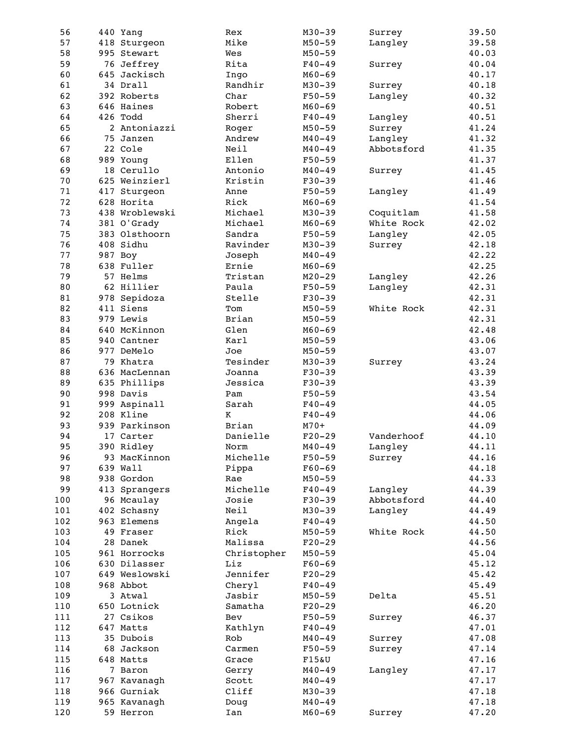| | | | | | | |
|---|---|---|---|---|---|---|
| 56 | 440 | Yang | Rex | M30-39 | Surrey | 39.50 |
| 57 | 418 | Sturgeon | Mike | M50-59 | Langley | 39.58 |
| 58 | 995 | Stewart | Wes | M50-59 | | 40.03 |
| 59 | 76 | Jeffrey | Rita | F40-49 | Surrey | 40.04 |
| 60 | 645 | Jackisch | Ingo | M60-69 | | 40.17 |
| 61 | 34 | Drall | Randhir | M30-39 | Surrey | 40.18 |
| 62 | 392 | Roberts | Char | F50-59 | Langley | 40.32 |
| 63 | 646 | Haines | Robert | M60-69 | | 40.51 |
| 64 | 426 | Todd | Sherri | F40-49 | Langley | 40.51 |
| 65 | 2 | Antoniazzi | Roger | M50-59 | Surrey | 41.24 |
| 66 | 75 | Janzen | Andrew | M40-49 | Langley | 41.32 |
| 67 | 22 | Cole | Neil | M40-49 | Abbotsford | 41.35 |
| 68 | 989 | Young | Ellen | F50-59 | | 41.37 |
| 69 | 18 | Cerullo | Antonio | M40-49 | Surrey | 41.45 |
| 70 | 625 | Weinzierl | Kristin | F30-39 | | 41.46 |
| 71 | 417 | Sturgeon | Anne | F50-59 | Langley | 41.49 |
| 72 | 628 | Horita | Rick | M60-69 | | 41.54 |
| 73 | 438 | Wroblewski | Michael | M30-39 | Coquitlam | 41.58 |
| 74 | 381 | O'Grady | Michael | M60-69 | White Rock | 42.02 |
| 75 | 383 | Olsthoorn | Sandra | F50-59 | Langley | 42.05 |
| 76 | 408 | Sidhu | Ravinder | M30-39 | Surrey | 42.18 |
| 77 | 987 | Boy | Joseph | M40-49 | | 42.22 |
| 78 | 638 | Fuller | Ernie | M60-69 | | 42.25 |
| 79 | 57 | Helms | Tristan | M20-29 | Langley | 42.26 |
| 80 | 62 | Hillier | Paula | F50-59 | Langley | 42.31 |
| 81 | 978 | Sepidoza | Stelle | F30-39 | | 42.31 |
| 82 | 411 | Siens | Tom | M50-59 | White Rock | 42.31 |
| 83 | 979 | Lewis | Brian | M50-59 | | 42.31 |
| 84 | 640 | McKinnon | Glen | M60-69 | | 42.48 |
| 85 | 940 | Cantner | Karl | M50-59 | | 43.06 |
| 86 | 977 | DeMelo | Joe | M50-59 | | 43.07 |
| 87 | 79 | Khatra | Tesinder | M30-39 | Surrey | 43.24 |
| 88 | 636 | MacLennan | Joanna | F30-39 | | 43.39 |
| 89 | 635 | Phillips | Jessica | F30-39 | | 43.39 |
| 90 | 998 | Davis | Pam | F50-59 | | 43.54 |
| 91 | 999 | Aspinall | Sarah | F40-49 | | 44.05 |
| 92 | 208 | Kline | K | F40-49 | | 44.06 |
| 93 | 939 | Parkinson | Brian | M70+ | | 44.09 |
| 94 | 17 | Carter | Danielle | F20-29 | Vanderhoof | 44.10 |
| 95 | 390 | Ridley | Norm | M40-49 | Langley | 44.11 |
| 96 | 93 | MacKinnon | Michelle | F50-59 | Surrey | 44.16 |
| 97 | 639 | Wall | Pippa | F60-69 | | 44.18 |
| 98 | 938 | Gordon | Rae | M50-59 | | 44.33 |
| 99 | 413 | Sprangers | Michelle | F40-49 | Langley | 44.39 |
| 100 | 96 | Mcaulay | Josie | F30-39 | Abbotsford | 44.40 |
| 101 | 402 | Schasny | Neil | M30-39 | Langley | 44.49 |
| 102 | 963 | Elemens | Angela | F40-49 | | 44.50 |
| 103 | 49 | Fraser | Rick | M50-59 | White Rock | 44.50 |
| 104 | 28 | Danek | Malissa | F20-29 | | 44.56 |
| 105 | 961 | Horrocks | Christopher | M50-59 | | 45.04 |
| 106 | 630 | Dilasser | Liz | F60-69 | | 45.12 |
| 107 | 649 | Weslowski | Jennifer | F20-29 | | 45.42 |
| 108 | 968 | Abbot | Cheryl | F40-49 | | 45.49 |
| 109 | 3 | Atwal | Jasbir | M50-59 | Delta | 45.51 |
| 110 | 650 | Lotnick | Samatha | F20-29 | | 46.20 |
| 111 | 27 | Csikos | Bev | F50-59 | Surrey | 46.37 |
| 112 | 647 | Matts | Kathlyn | F40-49 | | 47.01 |
| 113 | 35 | Dubois | Rob | M40-49 | Surrey | 47.08 |
| 114 | 68 | Jackson | Carmen | F50-59 | Surrey | 47.14 |
| 115 | 648 | Matts | Grace | F15&U | | 47.16 |
| 116 | 7 | Baron | Gerry | M40-49 | Langley | 47.17 |
| 117 | 967 | Kavanagh | Scott | M40-49 | | 47.17 |
| 118 | 966 | Gurniak | Cliff | M30-39 | | 47.18 |
| 119 | 965 | Kavanagh | Doug | M40-49 | | 47.18 |
| 120 | 59 | Herron | Ian | M60-69 | Surrey | 47.20 |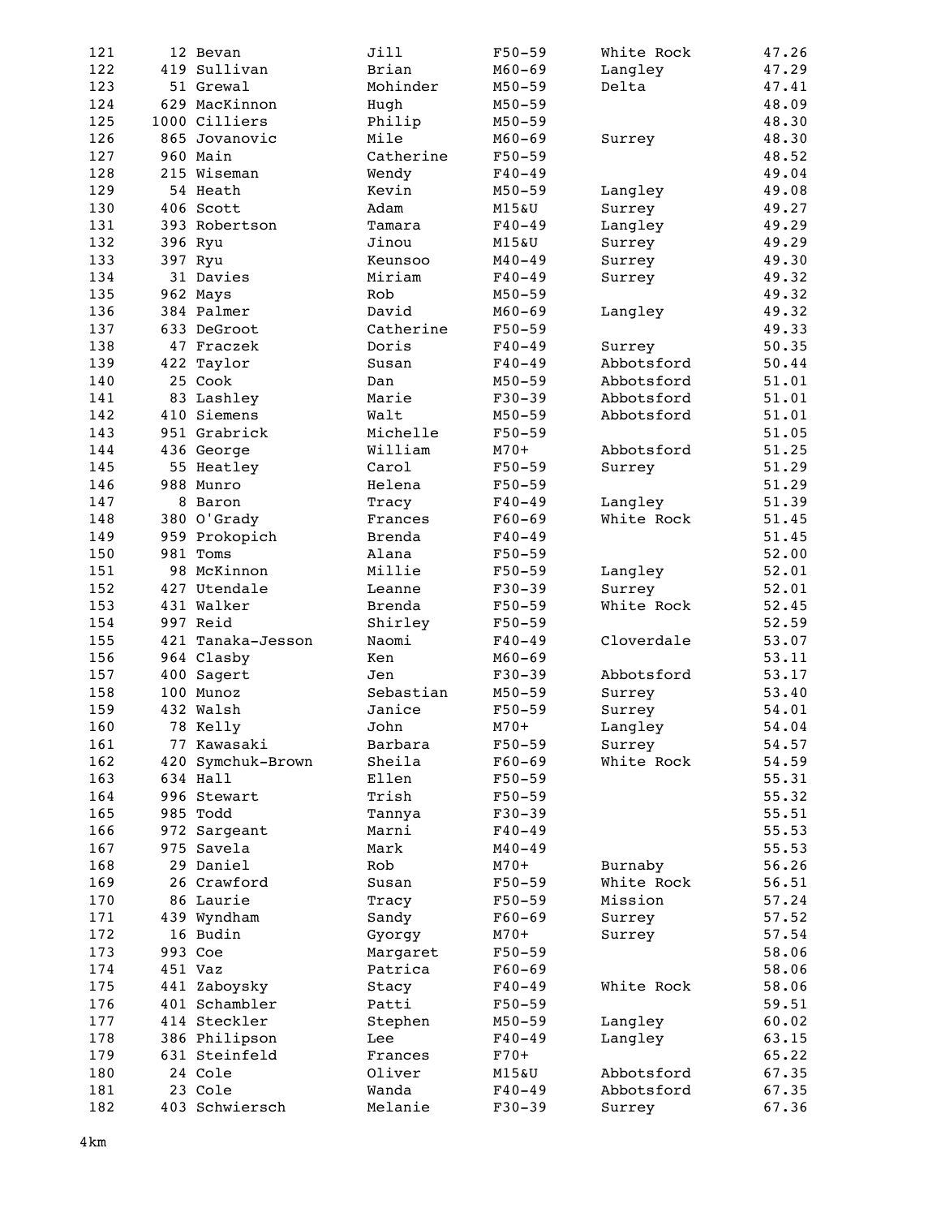| | | | | | | |
|---|---|---|---|---|---|---|
| 121 | 12 | Bevan | Jill | F50-59 | White Rock | 47.26 |
| 122 | 419 | Sullivan | Brian | M60-69 | Langley | 47.29 |
| 123 | 51 | Grewal | Mohinder | M50-59 | Delta | 47.41 |
| 124 | 629 | MacKinnon | Hugh | M50-59 | | 48.09 |
| 125 | 1000 | Cilliers | Philip | M50-59 | | 48.30 |
| 126 | 865 | Jovanovic | Mile | M60-69 | Surrey | 48.30 |
| 127 | 960 | Main | Catherine | F50-59 | | 48.52 |
| 128 | 215 | Wiseman | Wendy | F40-49 | | 49.04 |
| 129 | 54 | Heath | Kevin | M50-59 | Langley | 49.08 |
| 130 | 406 | Scott | Adam | M15&U | Surrey | 49.27 |
| 131 | 393 | Robertson | Tamara | F40-49 | Langley | 49.29 |
| 132 | 396 | Ryu | Jinou | M15&U | Surrey | 49.29 |
| 133 | 397 | Ryu | Keunsoo | M40-49 | Surrey | 49.30 |
| 134 | 31 | Davies | Miriam | F40-49 | Surrey | 49.32 |
| 135 | 962 | Mays | Rob | M50-59 | | 49.32 |
| 136 | 384 | Palmer | David | M60-69 | Langley | 49.32 |
| 137 | 633 | DeGroot | Catherine | F50-59 | | 49.33 |
| 138 | 47 | Fraczek | Doris | F40-49 | Surrey | 50.35 |
| 139 | 422 | Taylor | Susan | F40-49 | Abbotsford | 50.44 |
| 140 | 25 | Cook | Dan | M50-59 | Abbotsford | 51.01 |
| 141 | 83 | Lashley | Marie | F30-39 | Abbotsford | 51.01 |
| 142 | 410 | Siemens | Walt | M50-59 | Abbotsford | 51.01 |
| 143 | 951 | Grabrick | Michelle | F50-59 | | 51.05 |
| 144 | 436 | George | William | M70+ | Abbotsford | 51.25 |
| 145 | 55 | Heatley | Carol | F50-59 | Surrey | 51.29 |
| 146 | 988 | Munro | Helena | F50-59 | | 51.29 |
| 147 | 8 | Baron | Tracy | F40-49 | Langley | 51.39 |
| 148 | 380 | O'Grady | Frances | F60-69 | White Rock | 51.45 |
| 149 | 959 | Prokopich | Brenda | F40-49 | | 51.45 |
| 150 | 981 | Toms | Alana | F50-59 | | 52.00 |
| 151 | 98 | McKinnon | Millie | F50-59 | Langley | 52.01 |
| 152 | 427 | Utendale | Leanne | F30-39 | Surrey | 52.01 |
| 153 | 431 | Walker | Brenda | F50-59 | White Rock | 52.45 |
| 154 | 997 | Reid | Shirley | F50-59 | | 52.59 |
| 155 | 421 | Tanaka-Jesson | Naomi | F40-49 | Cloverdale | 53.07 |
| 156 | 964 | Clasby | Ken | M60-69 | | 53.11 |
| 157 | 400 | Sagert | Jen | F30-39 | Abbotsford | 53.17 |
| 158 | 100 | Munoz | Sebastian | M50-59 | Surrey | 53.40 |
| 159 | 432 | Walsh | Janice | F50-59 | Surrey | 54.01 |
| 160 | 78 | Kelly | John | M70+ | Langley | 54.04 |
| 161 | 77 | Kawasaki | Barbara | F50-59 | Surrey | 54.57 |
| 162 | 420 | Symchuk-Brown | Sheila | F60-69 | White Rock | 54.59 |
| 163 | 634 | Hall | Ellen | F50-59 | | 55.31 |
| 164 | 996 | Stewart | Trish | F50-59 | | 55.32 |
| 165 | 985 | Todd | Tannya | F30-39 | | 55.51 |
| 166 | 972 | Sargeant | Marni | F40-49 | | 55.53 |
| 167 | 975 | Savela | Mark | M40-49 | | 55.53 |
| 168 | 29 | Daniel | Rob | M70+ | Burnaby | 56.26 |
| 169 | 26 | Crawford | Susan | F50-59 | White Rock | 56.51 |
| 170 | 86 | Laurie | Tracy | F50-59 | Mission | 57.24 |
| 171 | 439 | Wyndham | Sandy | F60-69 | Surrey | 57.52 |
| 172 | 16 | Budin | Gyorgy | M70+ | Surrey | 57.54 |
| 173 | 993 | Coe | Margaret | F50-59 | | 58.06 |
| 174 | 451 | Vaz | Patrica | F60-69 | | 58.06 |
| 175 | 441 | Zaboysky | Stacy | F40-49 | White Rock | 58.06 |
| 176 | 401 | Schambler | Patti | F50-59 | | 59.51 |
| 177 | 414 | Steckler | Stephen | M50-59 | Langley | 60.02 |
| 178 | 386 | Philipson | Lee | F40-49 | Langley | 63.15 |
| 179 | 631 | Steinfeld | Frances | F70+ | | 65.22 |
| 180 | 24 | Cole | Oliver | M15&U | Abbotsford | 67.35 |
| 181 | 23 | Cole | Wanda | F40-49 | Abbotsford | 67.35 |
| 182 | 403 | Schwiersch | Melanie | F30-39 | Surrey | 67.36 |

4km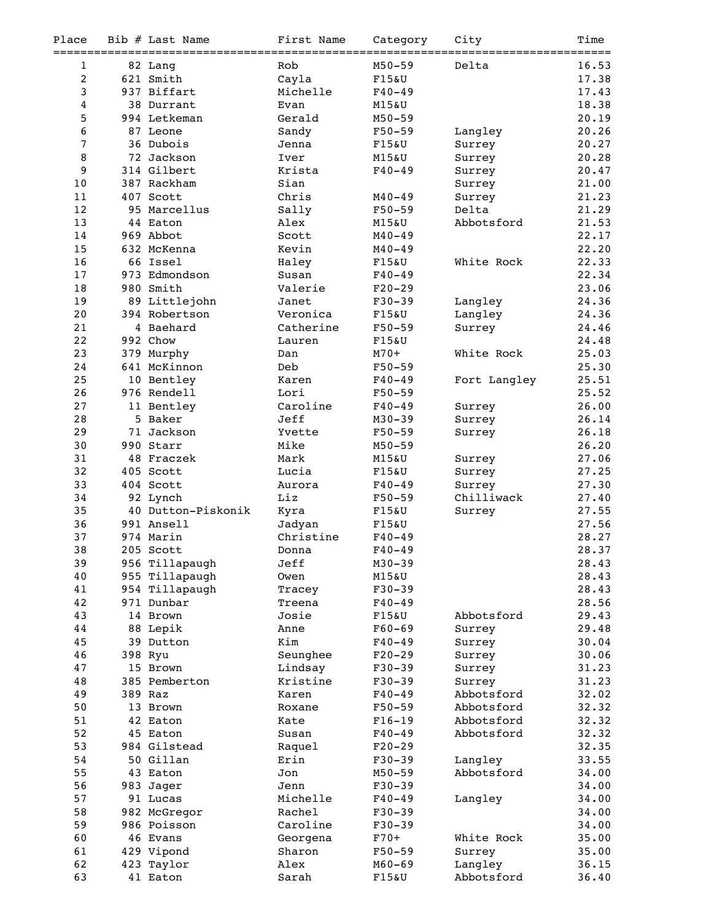| Place | Bib # | Last Name | First Name | Category | City | Time |
|---|---|---|---|---|---|---|
| 1 | 82 | Lang | Rob | M50-59 | Delta | 16.53 |
| 2 | 621 | Smith | Cayla | F15&U | | 17.38 |
| 3 | 937 | Biffart | Michelle | F40-49 | | 17.43 |
| 4 | 38 | Durrant | Evan | M15&U | | 18.38 |
| 5 | 994 | Letkeman | Gerald | M50-59 | | 20.19 |
| 6 | 87 | Leone | Sandy | F50-59 | Langley | 20.26 |
| 7 | 36 | Dubois | Jenna | F15&U | Surrey | 20.27 |
| 8 | 72 | Jackson | Iver | M15&U | Surrey | 20.28 |
| 9 | 314 | Gilbert | Krista | F40-49 | Surrey | 20.47 |
| 10 | 387 | Rackham | Sian | | Surrey | 21.00 |
| 11 | 407 | Scott | Chris | M40-49 | Surrey | 21.23 |
| 12 | 95 | Marcellus | Sally | F50-59 | Delta | 21.29 |
| 13 | 44 | Eaton | Alex | M15&U | Abbotsford | 21.53 |
| 14 | 969 | Abbot | Scott | M40-49 | | 22.17 |
| 15 | 632 | McKenna | Kevin | M40-49 | | 22.20 |
| 16 | 66 | Issel | Haley | F15&U | White Rock | 22.33 |
| 17 | 973 | Edmondson | Susan | F40-49 | | 22.34 |
| 18 | 980 | Smith | Valerie | F20-29 | | 23.06 |
| 19 | 89 | Littlejohn | Janet | F30-39 | Langley | 24.36 |
| 20 | 394 | Robertson | Veronica | F15&U | Langley | 24.36 |
| 21 | 4 | Baehard | Catherine | F50-59 | Surrey | 24.46 |
| 22 | 992 | Chow | Lauren | F15&U | | 24.48 |
| 23 | 379 | Murphy | Dan | M70+ | White Rock | 25.03 |
| 24 | 641 | McKinnon | Deb | F50-59 | | 25.30 |
| 25 | 10 | Bentley | Karen | F40-49 | Fort Langley | 25.51 |
| 26 | 976 | Rendell | Lori | F50-59 | | 25.52 |
| 27 | 11 | Bentley | Caroline | F40-49 | Surrey | 26.00 |
| 28 | 5 | Baker | Jeff | M30-39 | Surrey | 26.14 |
| 29 | 71 | Jackson | Yvette | F50-59 | Surrey | 26.18 |
| 30 | 990 | Starr | Mike | M50-59 | | 26.20 |
| 31 | 48 | Fraczek | Mark | M15&U | Surrey | 27.06 |
| 32 | 405 | Scott | Lucia | F15&U | Surrey | 27.25 |
| 33 | 404 | Scott | Aurora | F40-49 | Surrey | 27.30 |
| 34 | 92 | Lynch | Liz | F50-59 | Chilliwack | 27.40 |
| 35 | 40 | Dutton-Piskonik | Kyra | F15&U | Surrey | 27.55 |
| 36 | 991 | Ansell | Jadyan | F15&U | | 27.56 |
| 37 | 974 | Marin | Christine | F40-49 | | 28.27 |
| 38 | 205 | Scott | Donna | F40-49 | | 28.37 |
| 39 | 956 | Tillapaugh | Jeff | M30-39 | | 28.43 |
| 40 | 955 | Tillapaugh | Owen | M15&U | | 28.43 |
| 41 | 954 | Tillapaugh | Tracey | F30-39 | | 28.43 |
| 42 | 971 | Dunbar | Treena | F40-49 | | 28.56 |
| 43 | 14 | Brown | Josie | F15&U | Abbotsford | 29.43 |
| 44 | 88 | Lepik | Anne | F60-69 | Surrey | 29.48 |
| 45 | 39 | Dutton | Kim | F40-49 | Surrey | 30.04 |
| 46 | 398 | Ryu | Seunghee | F20-29 | Surrey | 30.06 |
| 47 | 15 | Brown | Lindsay | F30-39 | Surrey | 31.23 |
| 48 | 385 | Pemberton | Kristine | F30-39 | Surrey | 31.23 |
| 49 | 389 | Raz | Karen | F40-49 | Abbotsford | 32.02 |
| 50 | 13 | Brown | Roxane | F50-59 | Abbotsford | 32.32 |
| 51 | 42 | Eaton | Kate | F16-19 | Abbotsford | 32.32 |
| 52 | 45 | Eaton | Susan | F40-49 | Abbotsford | 32.32 |
| 53 | 984 | Gilstead | Raquel | F20-29 | | 32.35 |
| 54 | 50 | Gillan | Erin | F30-39 | Langley | 33.55 |
| 55 | 43 | Eaton | Jon | M50-59 | Abbotsford | 34.00 |
| 56 | 983 | Jager | Jenn | F30-39 | | 34.00 |
| 57 | 91 | Lucas | Michelle | F40-49 | Langley | 34.00 |
| 58 | 982 | McGregor | Rachel | F30-39 | | 34.00 |
| 59 | 986 | Poisson | Caroline | F30-39 | | 34.00 |
| 60 | 46 | Evans | Georgena | F70+ | White Rock | 35.00 |
| 61 | 429 | Vipond | Sharon | F50-59 | Surrey | 35.00 |
| 62 | 423 | Taylor | Alex | M60-69 | Langley | 36.15 |
| 63 | 41 | Eaton | Sarah | F15&U | Abbotsford | 36.40 |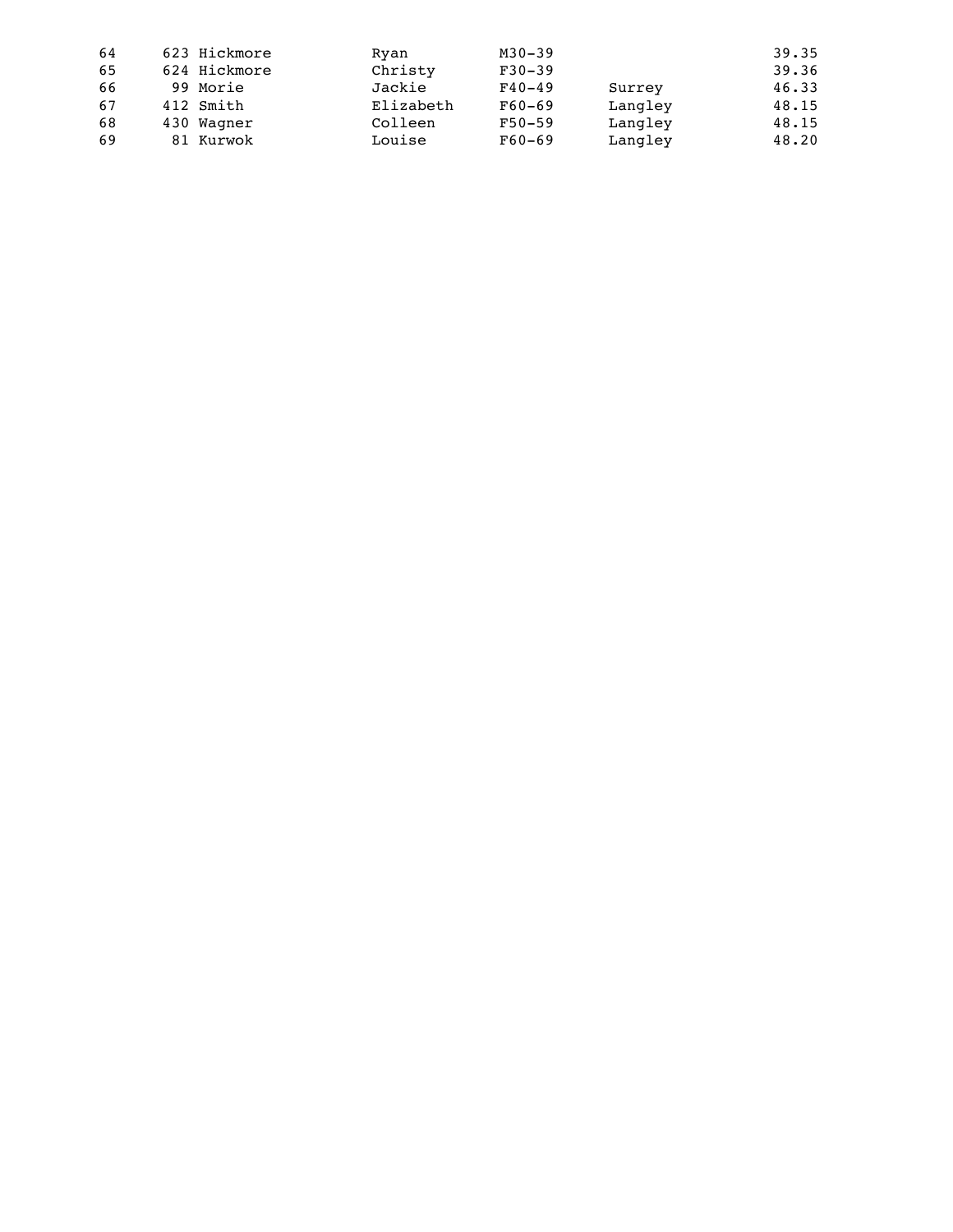| | | | | | | |
|---|---|---|---|---|---|---|
| 64 | 623 | Hickmore | Ryan | M30-39 | | 39.35 |
| 65 | 624 | Hickmore | Christy | F30-39 | | 39.36 |
| 66 | 99 | Morie | Jackie | F40-49 | Surrey | 46.33 |
| 67 | 412 | Smith | Elizabeth | F60-69 | Langley | 48.15 |
| 68 | 430 | Wagner | Colleen | F50-59 | Langley | 48.15 |
| 69 | 81 | Kurwok | Louise | F60-69 | Langley | 48.20 |